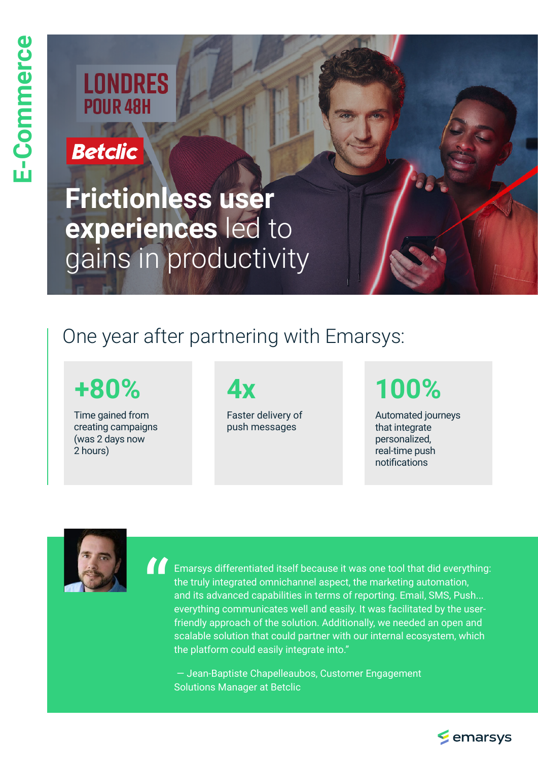E-Commerce

LONDRES POUR 48H

Betclic

# Frictionless user experiences led to gains in productivity

## One year after partnering with Emarsys:

**+80%**
Time gained from creating campaigns (was 2 days now 2 hours)

**4x**
Faster delivery of push messages

**100%**
Automated journeys that integrate personalized, real-time push notifications

"Emarsys differentiated itself because it was one tool that did everything: the truly integrated omnichannel aspect, the marketing automation, and its advanced capabilities in terms of reporting. Email, SMS, Push... everything communicates well and easily. It was facilitated by the user-friendly approach of the solution. Additionally, we needed an open and scalable solution that could partner with our internal ecosystem, which the platform could easily integrate into."

— Jean-Baptiste Chapelleaubos, Customer Engagement Solutions Manager at Betclic

emarsys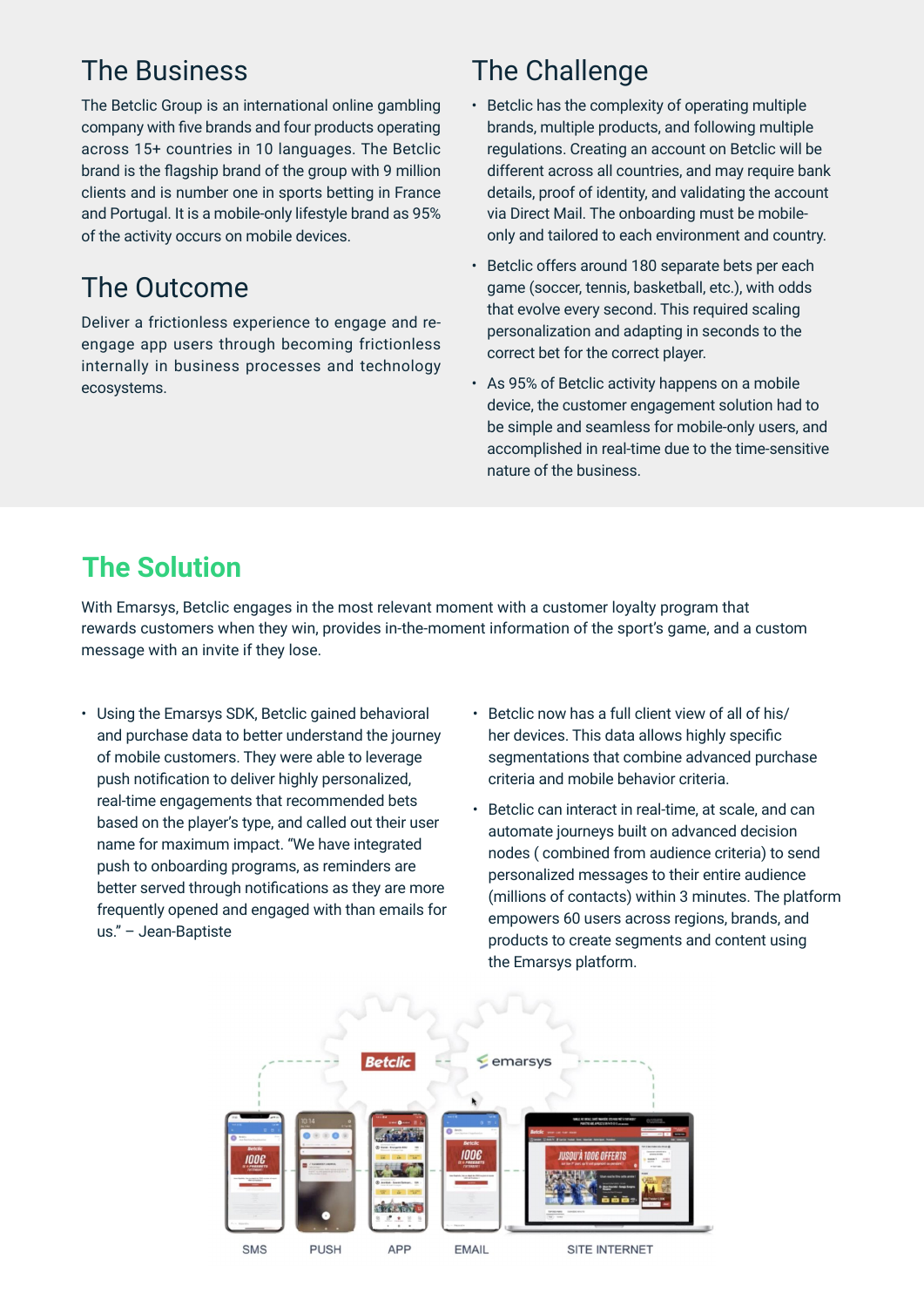## The Business

The Betclic Group is an international online gambling company with five brands and four products operating across 15+ countries in 10 languages. The Betclic brand is the flagship brand of the group with 9 million clients and is number one in sports betting in France and Portugal. It is a mobile-only lifestyle brand as 95% of the activity occurs on mobile devices.

## The Outcome

Deliver a frictionless experience to engage and re-engage app users through becoming frictionless internally in business processes and technology ecosystems.

## The Challenge

- Betclic has the complexity of operating multiple brands, multiple products, and following multiple regulations. Creating an account on Betclic will be different across all countries, and may require bank details, proof of identity, and validating the account via Direct Mail. The onboarding must be mobile-only and tailored to each environment and country.
- Betclic offers around 180 separate bets per each game (soccer, tennis, basketball, etc.), with odds that evolve every second. This required scaling personalization and adapting in seconds to the correct bet for the correct player.
- As 95% of Betclic activity happens on a mobile device, the customer engagement solution had to be simple and seamless for mobile-only users, and accomplished in real-time due to the time-sensitive nature of the business.

## The Solution

With Emarsys, Betclic engages in the most relevant moment with a customer loyalty program that rewards customers when they win, provides in-the-moment information of the sport's game, and a custom message with an invite if they lose.

- Using the Emarsys SDK, Betclic gained behavioral and purchase data to better understand the journey of mobile customers. They were able to leverage push notification to deliver highly personalized, real-time engagements that recommended bets based on the player's type, and called out their user name for maximum impact. "We have integrated push to onboarding programs, as reminders are better served through notifications as they are more frequently opened and engaged with than emails for us." – Jean-Baptiste
- Betclic now has a full client view of all of his/her devices. This data allows highly specific segmentations that combine advanced purchase criteria and mobile behavior criteria.
- Betclic can interact in real-time, at scale, and can automate journeys built on advanced decision nodes ( combined from audience criteria) to send personalized messages to their entire audience (millions of contacts) within 3 minutes. The platform empowers 60 users across regions, brands, and products to create segments and content using the Emarsys platform.

Betclic
emarsys

SMS
PUSH
APP
EMAIL
SITE INTERNET